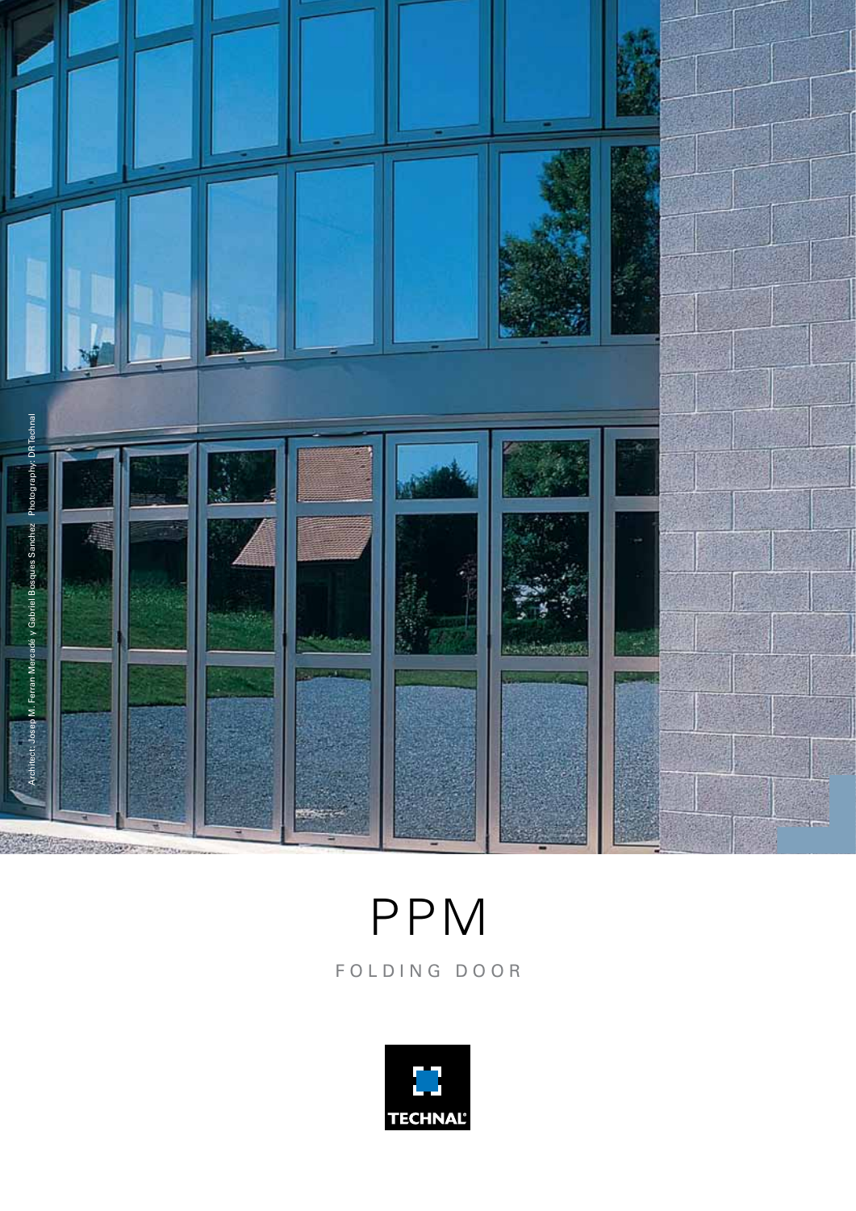Architect: Josep M. Ferran Mercadé y Gabriel Bosques Sanchez    Photography: DR Technal

# PPM

FOLDING DOOR

TECHNAL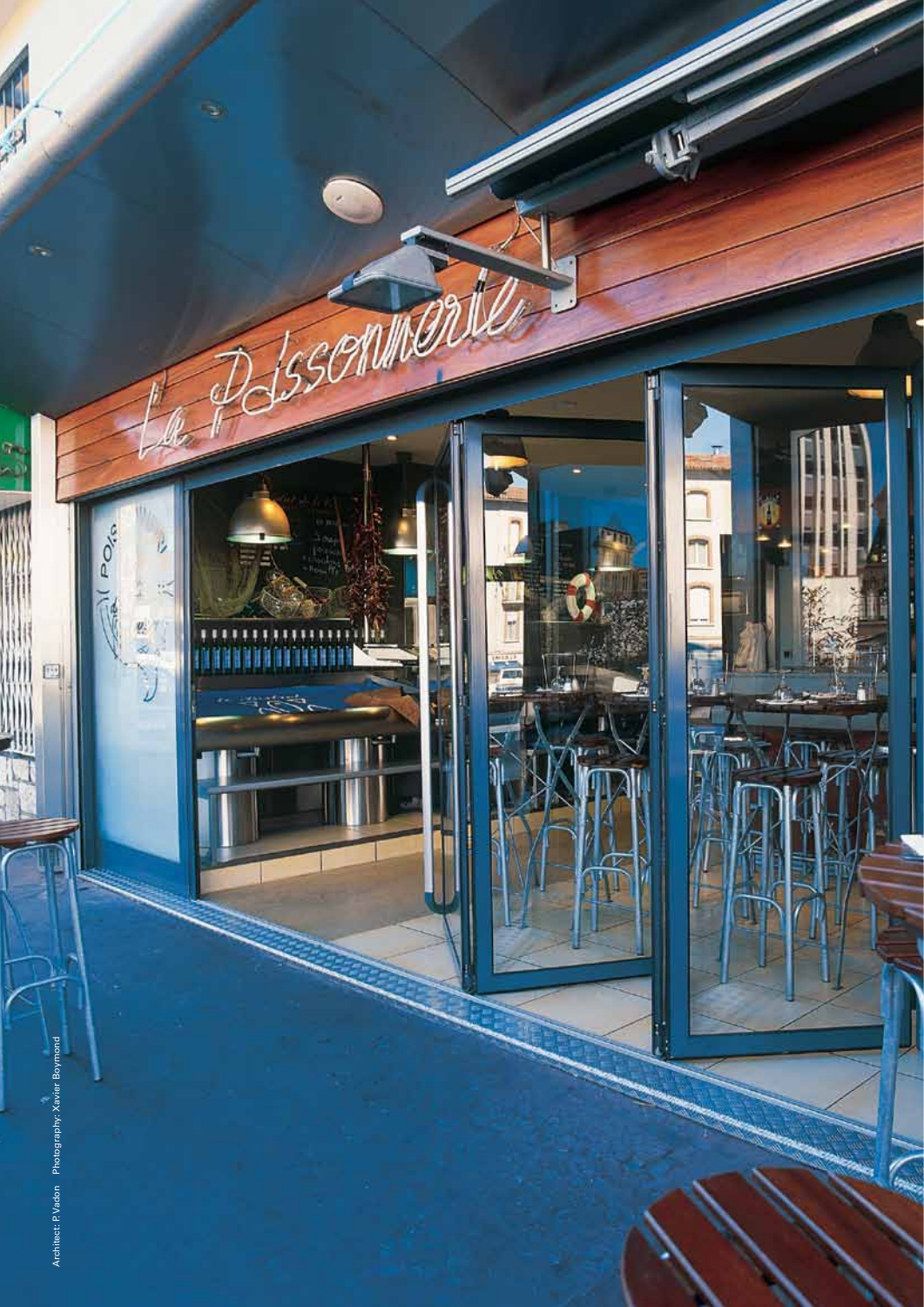Architect: P Vadon   Photography: Xavier Boymond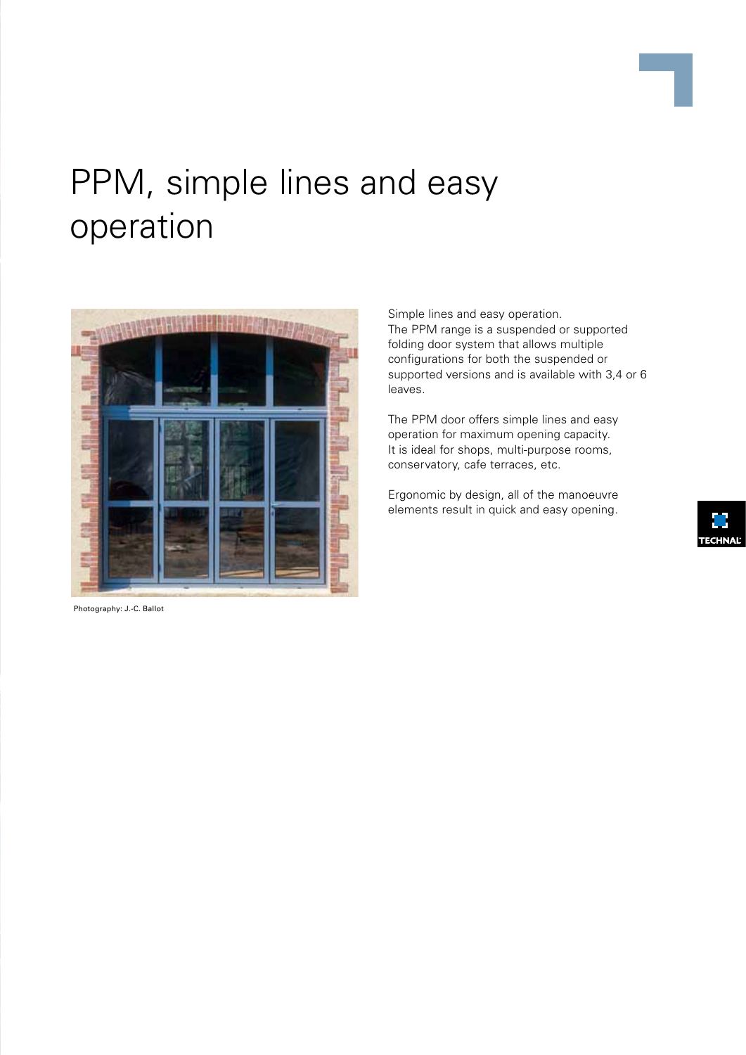# PPM, simple lines and easy operation

Photography: J.-C. Ballot

Simple lines and easy operation.
The PPM range is a suspended or supported folding door system that allows multiple configurations for both the suspended or supported versions and is available with 3,4 or 6 leaves.

The PPM door offers simple lines and easy operation for maximum opening capacity.
It is ideal for shops, multi-purpose rooms, conservatory, cafe terraces, etc.

Ergonomic by design, all of the manoeuvre elements result in quick and easy opening.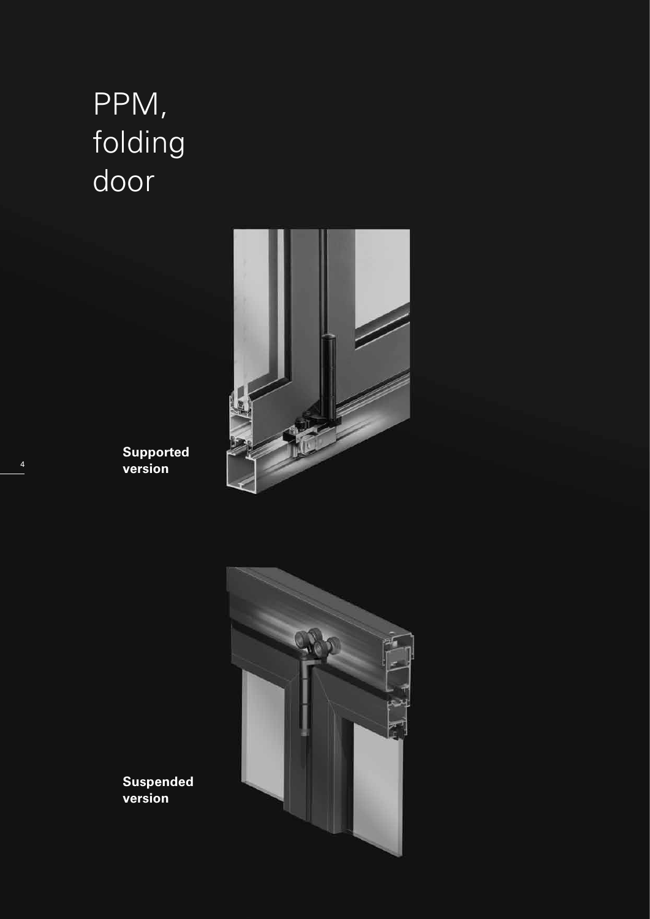# PPM, folding door

**Supported version**

**Suspended version**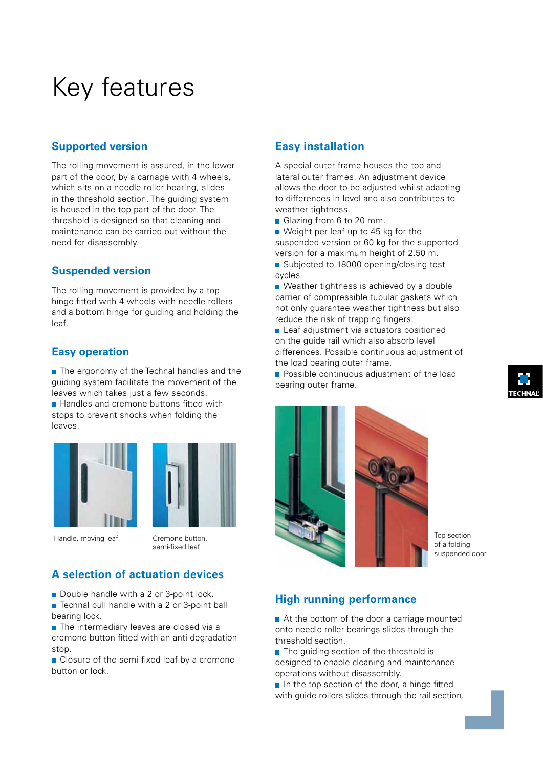# Key features

## Supported version

The rolling movement is assured, in the lower part of the door, by a carriage with 4 wheels, which sits on a needle roller bearing, slides in the threshold section. The guiding system is housed in the top part of the door. The threshold is designed so that cleaning and maintenance can be carried out without the need for disassembly.

## Suspended version

The rolling movement is provided by a top hinge fitted with 4 wheels with needle rollers and a bottom hinge for guiding and holding the leaf.

## Easy operation

- The ergonomy of the Technal handles and the guiding system facilitate the movement of the leaves which takes just a few seconds.
- Handles and cremone buttons fitted with stops to prevent shocks when folding the leaves.

Handle, moving leaf

Cremone button, semi-fixed leaf

## A selection of actuation devices

- Double handle with a 2 or 3-point lock.
- Technal pull handle with a 2 or 3-point ball bearing lock.
- The intermediary leaves are closed via a cremone button fitted with an anti-degradation stop.
- Closure of the semi-fixed leaf by a cremone button or lock.

## Easy installation

A special outer frame houses the top and lateral outer frames. An adjustment device allows the door to be adjusted whilst adapting to differences in level and also contributes to weather tightness.

- Glazing from 6 to 20 mm.
- Weight per leaf up to 45 kg for the suspended version or 60 kg for the supported version for a maximum height of 2.50 m.
- Subjected to 18000 opening/closing test cycles
- Weather tightness is achieved by a double barrier of compressible tubular gaskets which not only guarantee weather tightness but also reduce the risk of trapping fingers.
- Leaf adjustment via actuators positioned on the guide rail which also absorb level differences. Possible continuous adjustment of the load bearing outer frame.
- Possible continuous adjustment of the load bearing outer frame.

Top section of a folding suspended door

## High running performance

- At the bottom of the door a carriage mounted onto needle roller bearings slides through the threshold section.
- The guiding section of the threshold is designed to enable cleaning and maintenance operations without disassembly.
- In the top section of the door, a hinge fitted with guide rollers slides through the rail section.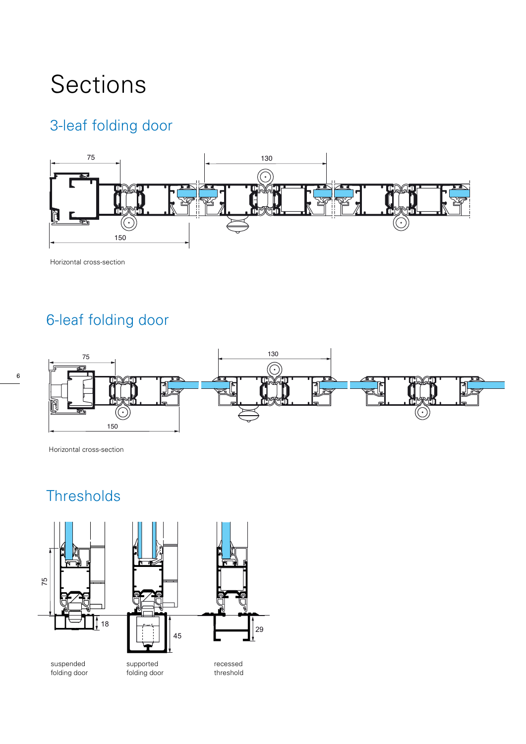# Sections

## 3-leaf folding door

75

130

150

Horizontal cross-section

## 6-leaf folding door

75

130

150

Horizontal cross-section

## Thresholds

75

18

45

29

suspended folding door

supported folding door

recessed threshold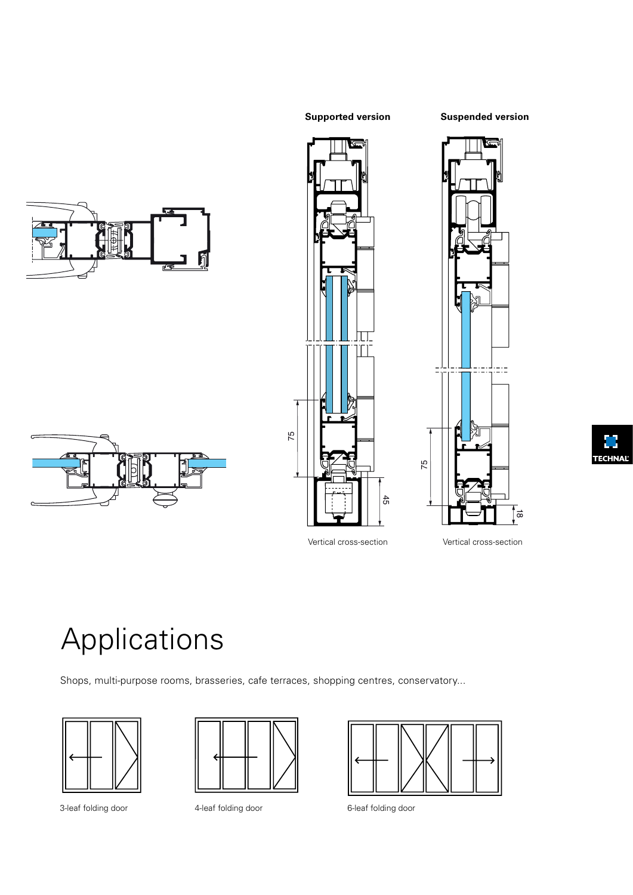**Supported version**

**Suspended version**

75

45

Vertical cross-section

75

18

Vertical cross-section

# Applications

Shops, multi-purpose rooms, brasseries, cafe terraces, shopping centres, conservatory...

3-leaf folding door

4-leaf folding door

6-leaf folding door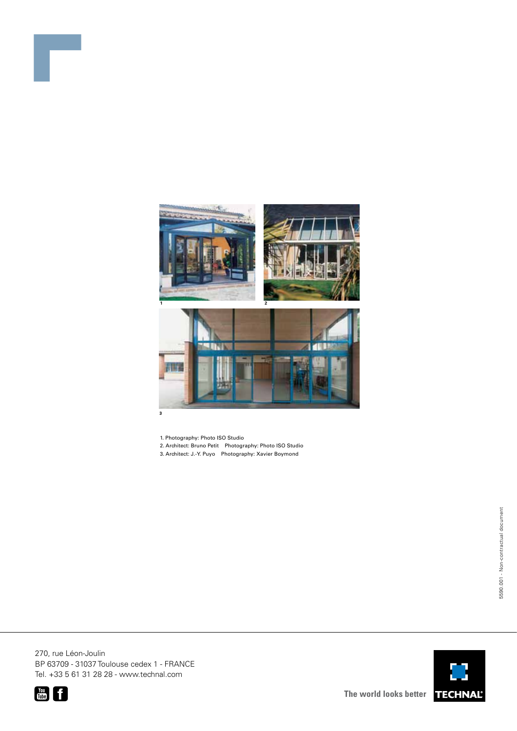1. Photography: Photo ISO Studio
2. Architect: Bruno Petit    Photography: Photo ISO Studio
3. Architect: J.-Y. Puyo    Photography: Xavier Boymond

5590.001 - Non-contractual document

270, rue Léon-Joulin
BP 63709 - 31037 Toulouse cedex 1 - FRANCE
Tel. +33 5 61 31 28 28 - www.technal.com

The world looks better TECHNAL®